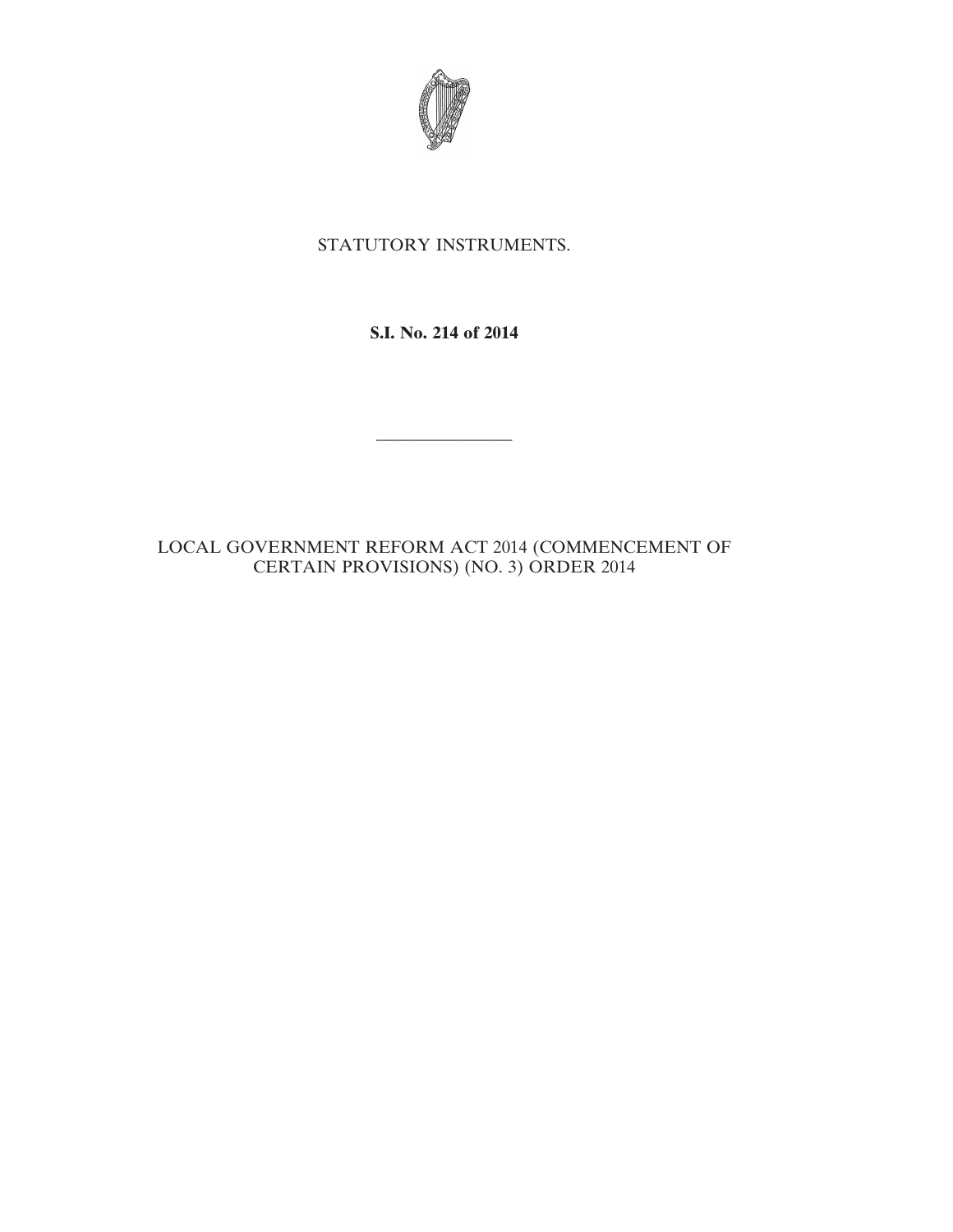STATUTORY INSTRUMENTS.

**S.I. No. 214 of 2014**

---

LOCAL GOVERNMENT REFORM ACT 2014 (COMMENCEMENT OF CERTAIN PROVISIONS) (NO. 3) ORDER 2014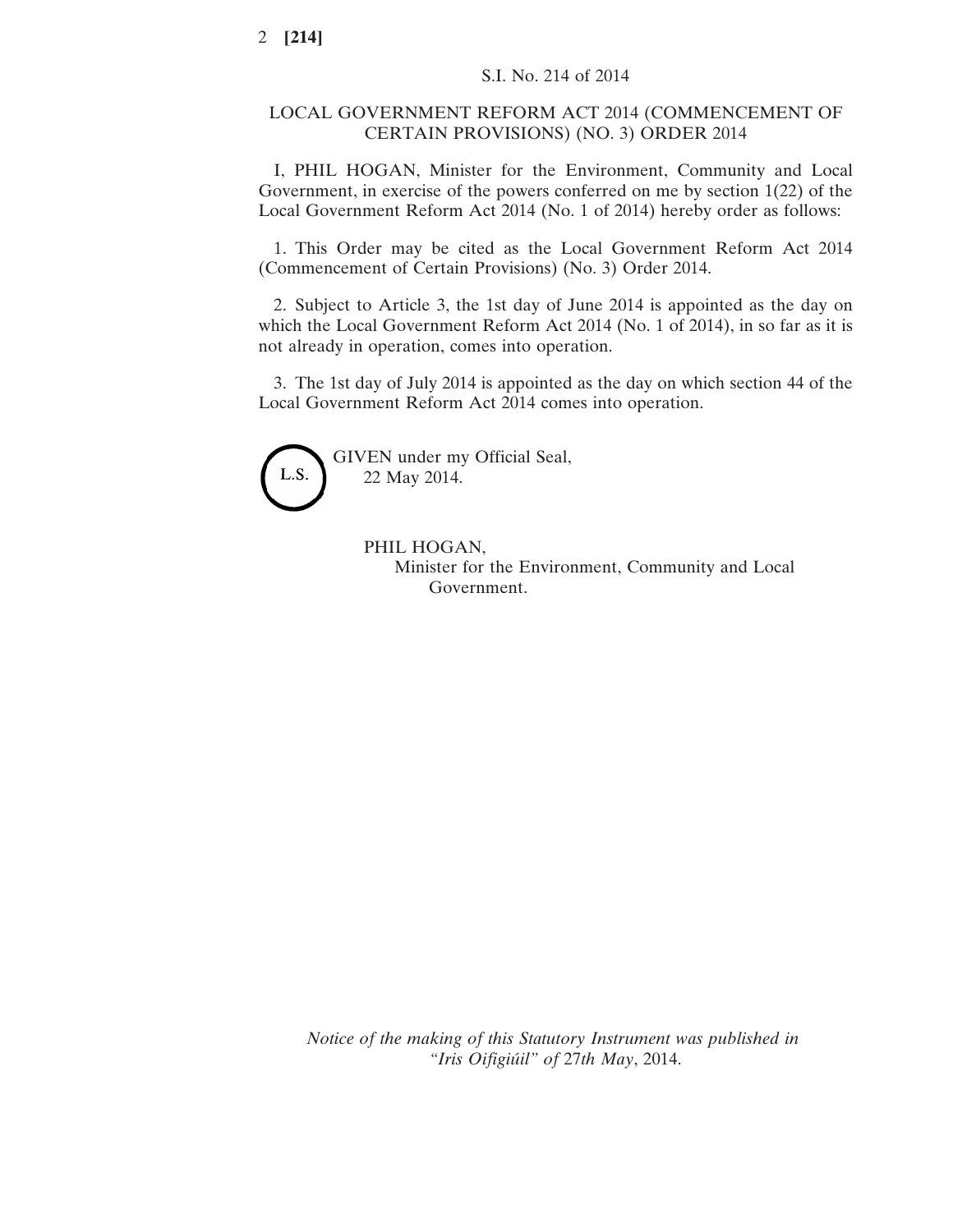S.I. No. 214 of 2014

# LOCAL GOVERNMENT REFORM ACT 2014 (COMMENCEMENT OF CERTAIN PROVISIONS) (NO. 3) ORDER 2014

I, PHIL HOGAN, Minister for the Environment, Community and Local Government, in exercise of the powers conferred on me by section 1(22) of the Local Government Reform Act 2014 (No. 1 of 2014) hereby order as follows:

1. This Order may be cited as the Local Government Reform Act 2014 (Commencement of Certain Provisions) (No. 3) Order 2014.

2. Subject to Article 3, the 1st day of June 2014 is appointed as the day on which the Local Government Reform Act 2014 (No. 1 of 2014), in so far as it is not already in operation, comes into operation.

3. The 1st day of July 2014 is appointed as the day on which section 44 of the Local Government Reform Act 2014 comes into operation.

L.S.

GIVEN under my Official Seal,
22 May 2014.

PHIL HOGAN,
Minister for the Environment, Community and Local Government.

*Notice of the making of this Statutory Instrument was published in "Iris Oifigiúil" of 27th May, 2014.*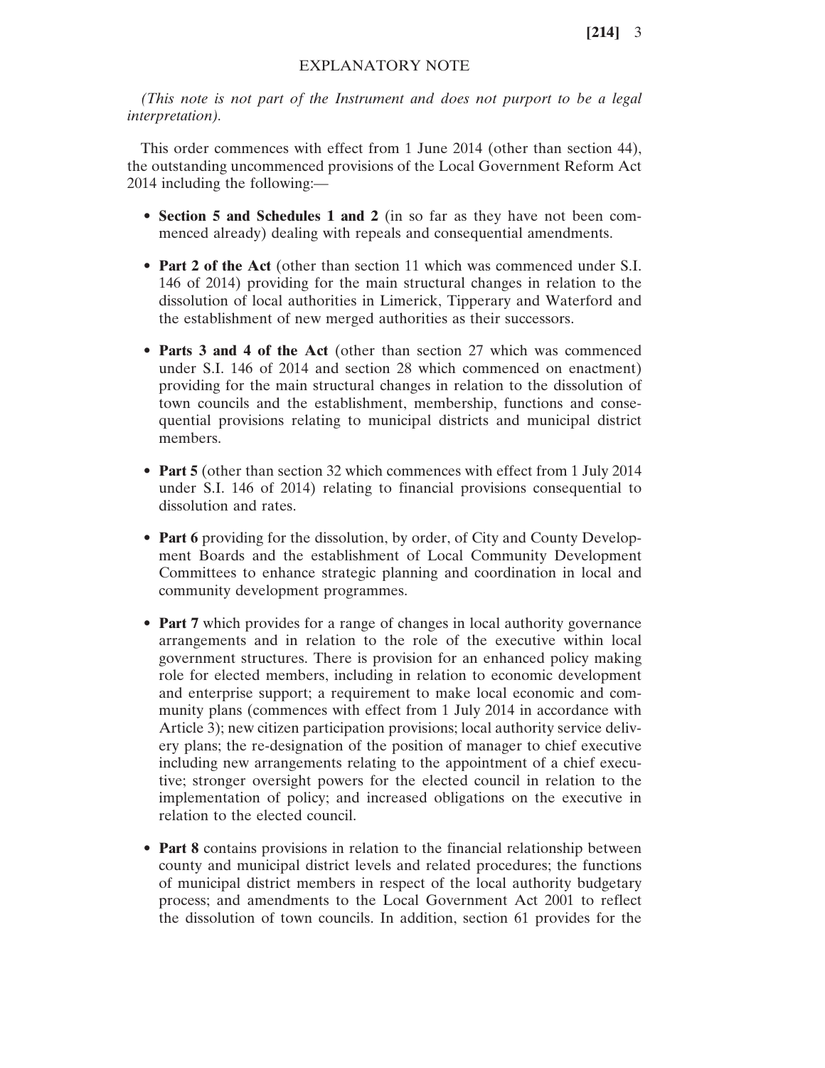## EXPLANATORY NOTE

*(This note is not part of the Instrument and does not purport to be a legal interpretation).*

This order commences with effect from 1 June 2014 (other than section 44), the outstanding uncommenced provisions of the Local Government Reform Act 2014 including the following:—

- **Section 5 and Schedules 1 and 2** (in so far as they have not been commenced already) dealing with repeals and consequential amendments.
- **Part 2 of the Act** (other than section 11 which was commenced under S.I. 146 of 2014) providing for the main structural changes in relation to the dissolution of local authorities in Limerick, Tipperary and Waterford and the establishment of new merged authorities as their successors.
- **Parts 3 and 4 of the Act** (other than section 27 which was commenced under S.I. 146 of 2014 and section 28 which commenced on enactment) providing for the main structural changes in relation to the dissolution of town councils and the establishment, membership, functions and consequential provisions relating to municipal districts and municipal district members.
- **Part 5** (other than section 32 which commences with effect from 1 July 2014 under S.I. 146 of 2014) relating to financial provisions consequential to dissolution and rates.
- **Part 6** providing for the dissolution, by order, of City and County Development Boards and the establishment of Local Community Development Committees to enhance strategic planning and coordination in local and community development programmes.
- **Part 7** which provides for a range of changes in local authority governance arrangements and in relation to the role of the executive within local government structures. There is provision for an enhanced policy making role for elected members, including in relation to economic development and enterprise support; a requirement to make local economic and community plans (commences with effect from 1 July 2014 in accordance with Article 3); new citizen participation provisions; local authority service delivery plans; the re-designation of the position of manager to chief executive including new arrangements relating to the appointment of a chief executive; stronger oversight powers for the elected council in relation to the implementation of policy; and increased obligations on the executive in relation to the elected council.
- **Part 8** contains provisions in relation to the financial relationship between county and municipal district levels and related procedures; the functions of municipal district members in respect of the local authority budgetary process; and amendments to the Local Government Act 2001 to reflect the dissolution of town councils. In addition, section 61 provides for the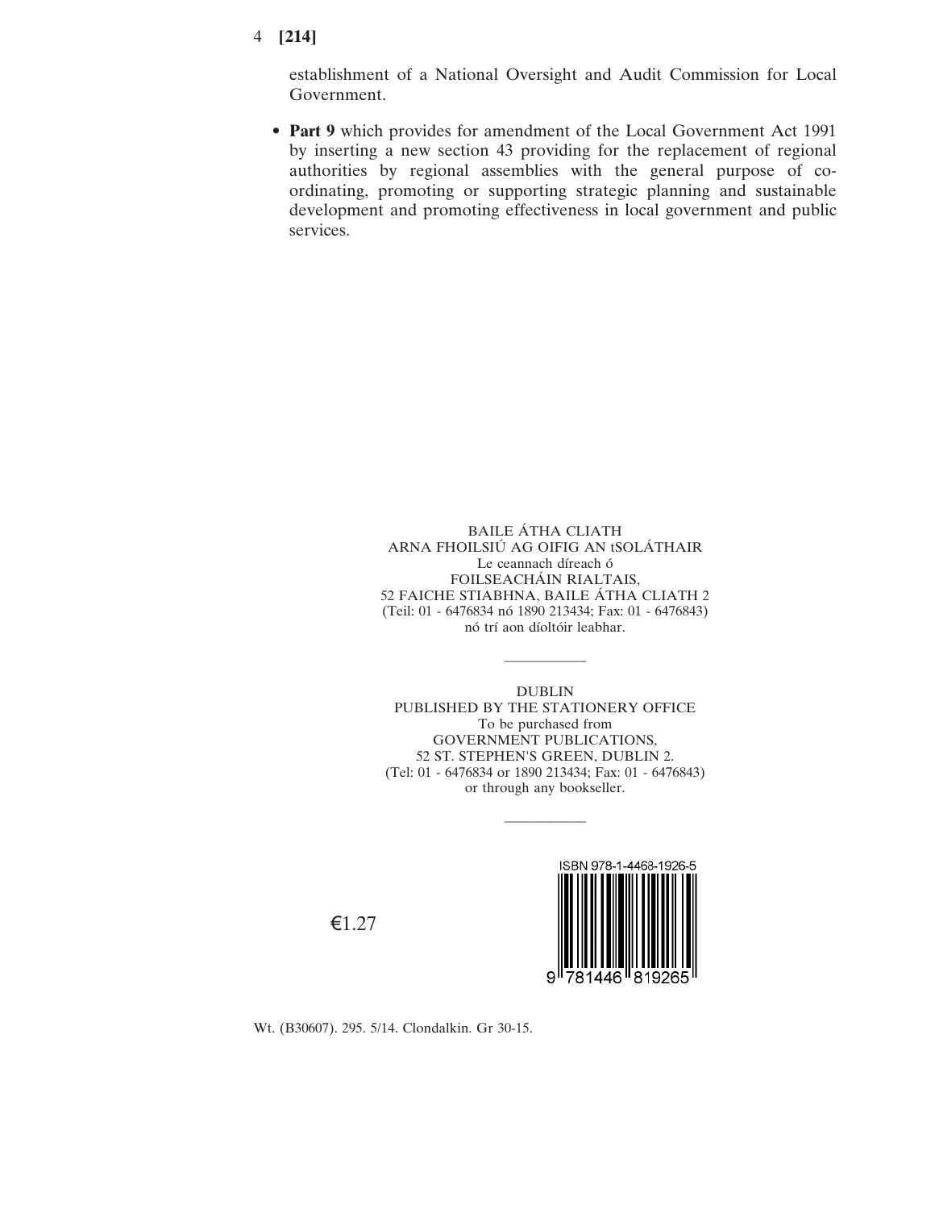establishment of a National Oversight and Audit Commission for Local Government.

- **Part 9** which provides for amendment of the Local Government Act 1991 by inserting a new section 43 providing for the replacement of regional authorities by regional assemblies with the general purpose of co-ordinating, promoting or supporting strategic planning and sustainable development and promoting effectiveness in local government and public services.

BAILE ÁTHA CLIATH
ARNA FHOILSIÚ AG OIFIG AN tSOLÁTHAIR
Le ceannach díreach ó
FOILSEACHÁIN RIALTAIS,
52 FAICHE STIABHNA, BAILE ÁTHA CLIATH 2
(Teil: 01 - 6476834 nó 1890 213434; Fax: 01 - 6476843)
nó trí aon díoltóir leabhar.

---

DUBLIN
PUBLISHED BY THE STATIONERY OFFICE
To be purchased from
GOVERNMENT PUBLICATIONS,
52 ST. STEPHEN'S GREEN, DUBLIN 2.
(Tel: 01 - 6476834 or 1890 213434; Fax: 01 - 6476843)
or through any bookseller.

---

€1.27

ISBN 978-1-4468-1926-5

9 781446 819265

Wt. (B30607). 295. 5/14. Clondalkin. Gr 30-15.